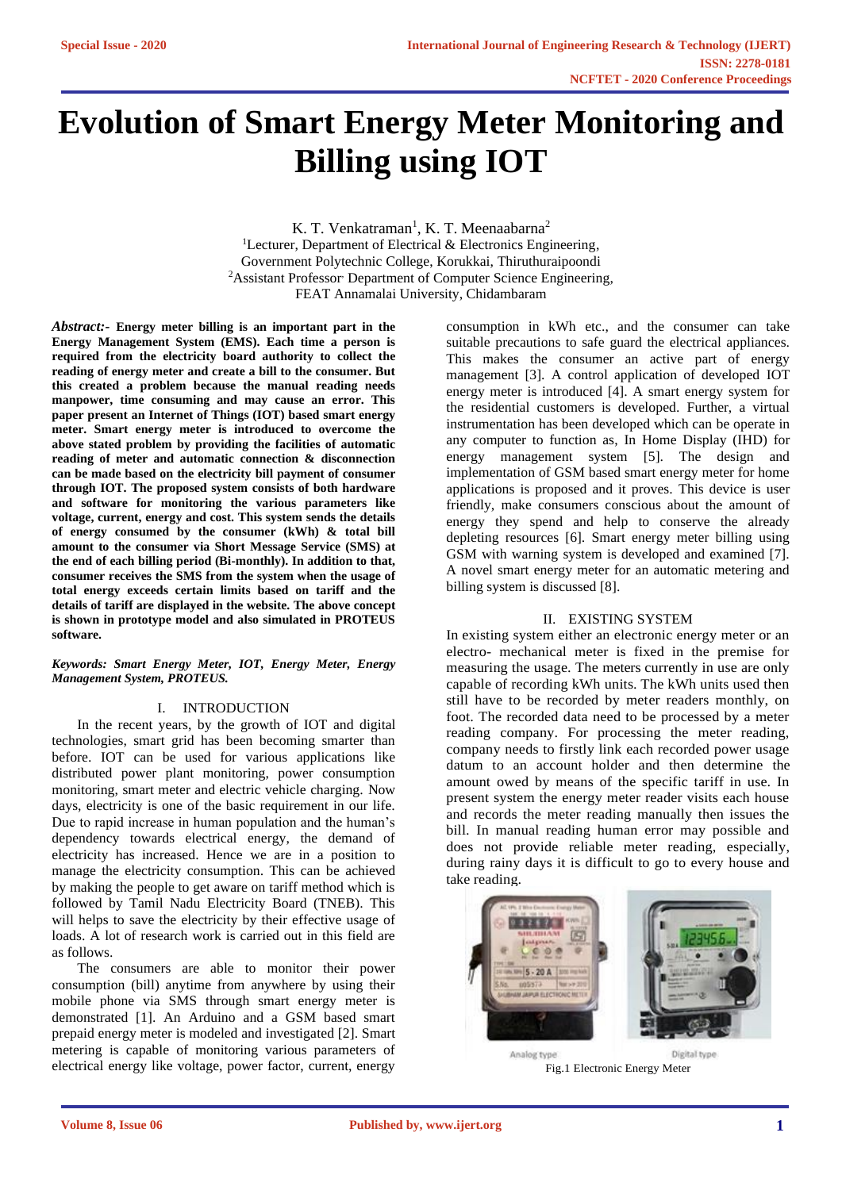# Evolution of Smart Energy Meter Monitoring and Billing using IOT

K. T. Venkatraman[1], K. T. Meenaabarna[2]

[1]Lecturer, Department of Electrical & Electronics Engineering, Government Polytechnic College, Korukkai, Thiruthuraipoondi

[2]Assistant Professor, Department of Computer Science Engineering, FEAT Annamalai University, Chidambaram

***Abstract:-*** **Energy meter billing is an important part in the Energy Management System (EMS). Each time a person is required from the electricity board authority to collect the reading of energy meter and create a bill to the consumer. But this created a problem because the manual reading needs manpower, time consuming and may cause an error. This paper present an Internet of Things (IOT) based smart energy meter. Smart energy meter is introduced to overcome the above stated problem by providing the facilities of automatic reading of meter and automatic connection & disconnection can be made based on the electricity bill payment of consumer through IOT. The proposed system consists of both hardware and software for monitoring the various parameters like voltage, current, energy and cost. This system sends the details of energy consumed by the consumer (kWh) & total bill amount to the consumer via Short Message Service (SMS) at the end of each billing period (Bi-monthly). In addition to that, consumer receives the SMS from the system when the usage of total energy exceeds certain limits based on tariff and the details of tariff are displayed in the website. The above concept is shown in prototype model and also simulated in PROTEUS software.**

***Keywords: Smart Energy Meter, IOT, Energy Meter, Energy Management System, PROTEUS.***

## I. INTRODUCTION

In the recent years, by the growth of IOT and digital technologies, smart grid has been becoming smarter than before. IOT can be used for various applications like distributed power plant monitoring, power consumption monitoring, smart meter and electric vehicle charging. Now days, electricity is one of the basic requirement in our life. Due to rapid increase in human population and the human's dependency towards electrical energy, the demand of electricity has increased. Hence we are in a position to manage the electricity consumption. This can be achieved by making the people to get aware on tariff method which is followed by Tamil Nadu Electricity Board (TNEB). This will helps to save the electricity by their effective usage of loads. A lot of research work is carried out in this field are as follows.

The consumers are able to monitor their power consumption (bill) anytime from anywhere by using their mobile phone via SMS through smart energy meter is demonstrated [1]. An Arduino and a GSM based smart prepaid energy meter is modeled and investigated [2]. Smart metering is capable of monitoring various parameters of electrical energy like voltage, power factor, current, energy consumption in kWh etc., and the consumer can take suitable precautions to safe guard the electrical appliances. This makes the consumer an active part of energy management [3]. A control application of developed IOT energy meter is introduced [4]. A smart energy system for the residential customers is developed. Further, a virtual instrumentation has been developed which can be operate in any computer to function as, In Home Display (IHD) for energy management system [5]. The design and implementation of GSM based smart energy meter for home applications is proposed and it proves. This device is user friendly, make consumers conscious about the amount of energy they spend and help to conserve the already depleting resources [6]. Smart energy meter billing using GSM with warning system is developed and examined [7]. A novel smart energy meter for an automatic metering and billing system is discussed [8].

## II. EXISTING SYSTEM

In existing system either an electronic energy meter or an electro- mechanical meter is fixed in the premise for measuring the usage. The meters currently in use are only capable of recording kWh units. The kWh units used then still have to be recorded by meter readers monthly, on foot. The recorded data need to be processed by a meter reading company. For processing the meter reading, company needs to firstly link each recorded power usage datum to an account holder and then determine the amount owed by means of the specific tariff in use. In present system the energy meter reader visits each house and records the meter reading manually then issues the bill. In manual reading human error may possible and does not provide reliable meter reading, especially, during rainy days it is difficult to go to every house and take reading.

Analog type Digital type

Fig.1 Electronic Energy Meter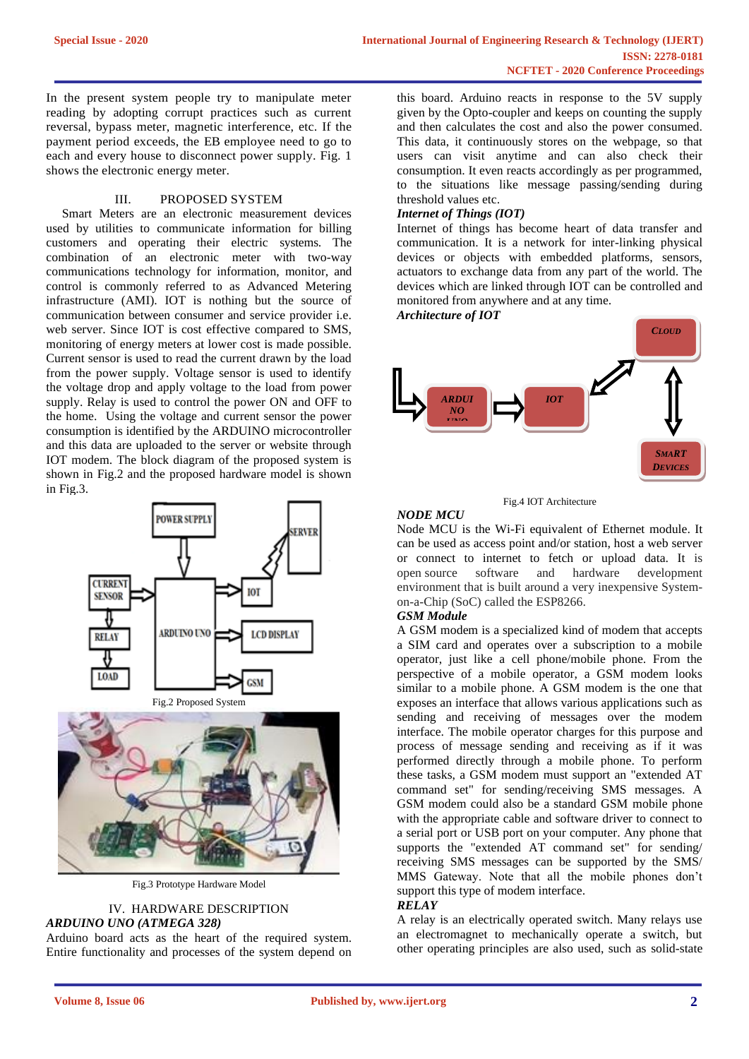In the present system people try to manipulate meter reading by adopting corrupt practices such as current reversal, bypass meter, magnetic interference, etc. If the payment period exceeds, the EB employee need to go to each and every house to disconnect power supply. Fig. 1 shows the electronic energy meter.

## III. PROPOSED SYSTEM

Smart Meters are an electronic measurement devices used by utilities to communicate information for billing customers and operating their electric systems. The combination of an electronic meter with two-way communications technology for information, monitor, and control is commonly referred to as Advanced Metering infrastructure (AMI). IOT is nothing but the source of communication between consumer and service provider i.e. web server. Since IOT is cost effective compared to SMS, monitoring of energy meters at lower cost is made possible. Current sensor is used to read the current drawn by the load from the power supply. Voltage sensor is used to identify the voltage drop and apply voltage to the load from power supply. Relay is used to control the power ON and OFF to the home. Using the voltage and current sensor the power consumption is identified by the ARDUINO microcontroller and this data are uploaded to the server or website through IOT modem. The block diagram of the proposed system is shown in Fig.2 and the proposed hardware model is shown in Fig.3.

Fig.2 Proposed System

Fig.3 Prototype Hardware Model

## IV. HARDWARE DESCRIPTION

### *ARDUINO UNO (ATMEGA 328)*

Arduino board acts as the heart of the required system. Entire functionality and processes of the system depend on this board. Arduino reacts in response to the 5V supply given by the Opto-coupler and keeps on counting the supply and then calculates the cost and also the power consumed. This data, it continuously stores on the webpage, so that users can visit anytime and can also check their consumption. It even reacts accordingly as per programmed, to the situations like message passing/sending during threshold values etc.

### *Internet of Things (IOT)*

Internet of things has become heart of data transfer and communication. It is a network for inter-linking physical devices or objects with embedded platforms, sensors, actuators to exchange data from any part of the world. The devices which are linked through IOT can be controlled and monitored from anywhere and at any time.

### *Architecture of IOT*

Fig.4 IOT Architecture

### *NODE MCU*

Node MCU is the Wi-Fi equivalent of Ethernet module. It can be used as access point and/or station, host a web server or connect to internet to fetch or upload data. It is open source software and hardware development environment that is built around a very inexpensive System-on-a-Chip (SoC) called the ESP8266.

### *GSM Module*

A GSM modem is a specialized kind of modem that accepts a SIM card and operates over a subscription to a mobile operator, just like a cell phone/mobile phone. From the perspective of a mobile operator, a GSM modem looks similar to a mobile phone. A GSM modem is the one that exposes an interface that allows various applications such as sending and receiving of messages over the modem interface. The mobile operator charges for this purpose and process of message sending and receiving as if it was performed directly through a mobile phone. To perform these tasks, a GSM modem must support an "extended AT command set" for sending/receiving SMS messages. A GSM modem could also be a standard GSM mobile phone with the appropriate cable and software driver to connect to a serial port or USB port on your computer. Any phone that supports the "extended AT command set" for sending/ receiving SMS messages can be supported by the SMS/ MMS Gateway. Note that all the mobile phones don't support this type of modem interface.

### *RELAY*

A relay is an electrically operated switch. Many relays use an electromagnet to mechanically operate a switch, but other operating principles are also used, such as solid-state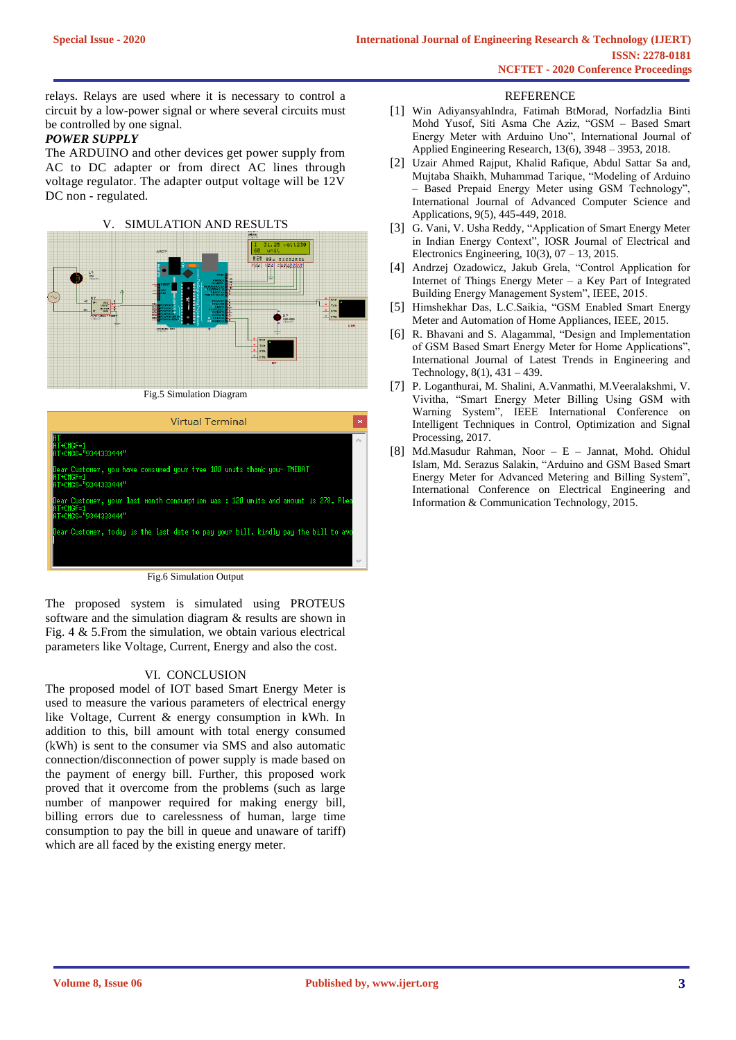relays. Relays are used where it is necessary to control a circuit by a low-power signal or where several circuits must be controlled by one signal.

***POWER SUPPLY***

The ARDUINO and other devices get power supply from AC to DC adapter or from direct AC lines through voltage regulator. The adapter output voltage will be 12V DC non - regulated.

## V. SIMULATION AND RESULTS

Fig.5 Simulation Diagram

Fig.6 Simulation Output

The proposed system is simulated using PROTEUS software and the simulation diagram & results are shown in Fig. 4 & 5.From the simulation, we obtain various electrical parameters like Voltage, Current, Energy and also the cost.

## VI. CONCLUSION

The proposed model of IOT based Smart Energy Meter is used to measure the various parameters of electrical energy like Voltage, Current & energy consumption in kWh. In addition to this, bill amount with total energy consumed (kWh) is sent to the consumer via SMS and also automatic connection/disconnection of power supply is made based on the payment of energy bill. Further, this proposed work proved that it overcome from the problems (such as large number of manpower required for making energy bill, billing errors due to carelessness of human, large time consumption to pay the bill in queue and unaware of tariff) which are all faced by the existing energy meter.

## REFERENCE

[1] Win AdiyansyahIndra, Fatimah BtMorad, Norfadzlia Binti Mohd Yusof, Siti Asma Che Aziz, "GSM – Based Smart Energy Meter with Arduino Uno", International Journal of Applied Engineering Research, 13(6), 3948 – 3953, 2018.

[2] Uzair Ahmed Rajput, Khalid Rafique, Abdul Sattar Sa and, Mujtaba Shaikh, Muhammad Tarique, "Modeling of Arduino – Based Prepaid Energy Meter using GSM Technology", International Journal of Advanced Computer Science and Applications, 9(5), 445-449, 2018.

[3] G. Vani, V. Usha Reddy, "Application of Smart Energy Meter in Indian Energy Context", IOSR Journal of Electrical and Electronics Engineering, 10(3), 07 – 13, 2015.

[4] Andrzej Ozadowicz, Jakub Grela, "Control Application for Internet of Things Energy Meter – a Key Part of Integrated Building Energy Management System", IEEE, 2015.

[5] Himshekhar Das, L.C.Saikia, "GSM Enabled Smart Energy Meter and Automation of Home Appliances, IEEE, 2015.

[6] R. Bhavani and S. Alagammal, "Design and Implementation of GSM Based Smart Energy Meter for Home Applications", International Journal of Latest Trends in Engineering and Technology, 8(1), 431 – 439.

[7] P. Loganthurai, M. Shalini, A.Vanmathi, M.Veeralakshmi, V. Vivitha, "Smart Energy Meter Billing Using GSM with Warning System", IEEE International Conference on Intelligent Techniques in Control, Optimization and Signal Processing, 2017.

[8] Md.Masudur Rahman, Noor – E – Jannat, Mohd. Ohidul Islam, Md. Serazus Salakin, "Arduino and GSM Based Smart Energy Meter for Advanced Metering and Billing System", International Conference on Electrical Engineering and Information & Communication Technology, 2015.